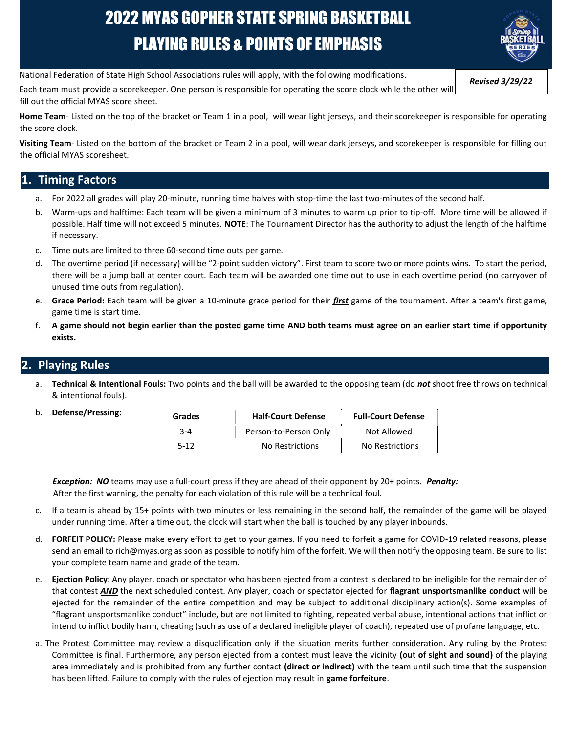# 2022 MYAS GOPHER STATE SPRING BASKETBALL PLAYING RULES & POINTS OF EMPHASIS

***Revised 3/29/22***

National Federation of State High School Associations rules will apply, with the following modifications.

Each team must provide a scorekeeper. One person is responsible for operating the score clock while the other will fill out the official MYAS score sheet.

**Home Team**- Listed on the top of the bracket or Team 1 in a pool, will wear light jerseys, and their scorekeeper is responsible for operating the score clock.

**Visiting Team**- Listed on the bottom of the bracket or Team 2 in a pool, will wear dark jerseys, and scorekeeper is responsible for filling out the official MYAS scoresheet.

## 1. Timing Factors

a. For 2022 all grades will play 20-minute, running time halves with stop-time the last two-minutes of the second half.

b. Warm-ups and halftime: Each team will be given a minimum of 3 minutes to warm up prior to tip-off. More time will be allowed if possible. Half time will not exceed 5 minutes. **NOTE**: The Tournament Director has the authority to adjust the length of the halftime if necessary.

c. Time outs are limited to three 60-second time outs per game.

d. The overtime period (if necessary) will be "2-point sudden victory". First team to score two or more points wins. To start the period, there will be a jump ball at center court. Each team will be awarded one time out to use in each overtime period (no carryover of unused time outs from regulation).

e. **Grace Period:** Each team will be given a 10-minute grace period for their ***first*** game of the tournament. After a team's first game, game time is start time.

f. **A game should not begin earlier than the posted game time AND both teams must agree on an earlier start time if opportunity exists.**

## 2. Playing Rules

a. **Technical & Intentional Fouls:** Two points and the ball will be awarded to the opposing team (do ***not*** shoot free throws on technical & intentional fouls).

b. **Defense/Pressing:**

| Grades | Half-Court Defense | Full-Court Defense |
|---|---|---|
| 3-4 | Person-to-Person Only | Not Allowed |
| 5-12 | No Restrictions | No Restrictions |

***Exception:*** ***NO*** teams may use a full-court press if they are ahead of their opponent by 20+ points. ***Penalty:*** After the first warning, the penalty for each violation of this rule will be a technical foul.

c. If a team is ahead by 15+ points with two minutes or less remaining in the second half, the remainder of the game will be played under running time. After a time out, the clock will start when the ball is touched by any player inbounds.

d. **FORFEIT POLICY:** Please make every effort to get to your games. If you need to forfeit a game for COVID-19 related reasons, please send an email to rich@myas.org as soon as possible to notify him of the forfeit. We will then notify the opposing team. Be sure to list your complete team name and grade of the team.

e. **Ejection Policy:** Any player, coach or spectator who has been ejected from a contest is declared to be ineligible for the remainder of that contest ***AND*** the next scheduled contest. Any player, coach or spectator ejected for **flagrant unsportsmanlike conduct** will be ejected for the remainder of the entire competition and may be subject to additional disciplinary action(s). Some examples of "flagrant unsportsmanlike conduct" include, but are not limited to fighting, repeated verbal abuse, intentional actions that inflict or intend to inflict bodily harm, cheating (such as use of a declared ineligible player of coach), repeated use of profane language, etc.

a. The Protest Committee may review a disqualification only if the situation merits further consideration. Any ruling by the Protest Committee is final. Furthermore, any person ejected from a contest must leave the vicinity **(out of sight and sound)** of the playing area immediately and is prohibited from any further contact **(direct or indirect)** with the team until such time that the suspension has been lifted. Failure to comply with the rules of ejection may result in **game forfeiture**.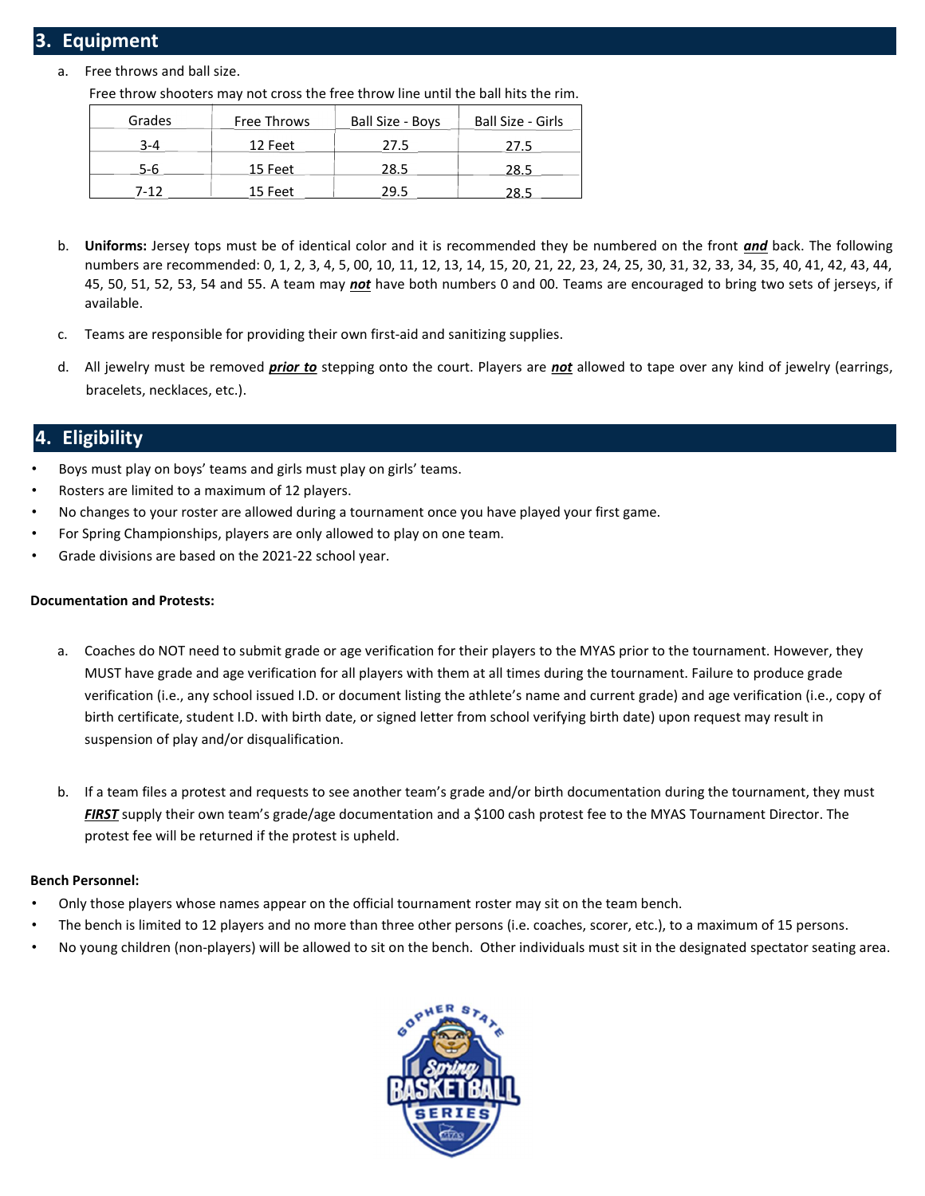## 3. Equipment

a. Free throws and ball size.

Free throw shooters may not cross the free throw line until the ball hits the rim.

| Grades | Free Throws | Ball Size - Boys | Ball Size - Girls |
|---|---|---|---|
| 3-4 | 12 Feet | 27.5 | 27.5 |
| 5-6 | 15 Feet | 28.5 | 28.5 |
| 7-12 | 15 Feet | 29.5 | 28.5 |

b. **Uniforms:** Jersey tops must be of identical color and it is recommended they be numbered on the front ***and*** back. The following numbers are recommended: 0, 1, 2, 3, 4, 5, 00, 10, 11, 12, 13, 14, 15, 20, 21, 22, 23, 24, 25, 30, 31, 32, 33, 34, 35, 40, 41, 42, 43, 44, 45, 50, 51, 52, 53, 54 and 55. A team may ***not*** have both numbers 0 and 00. Teams are encouraged to bring two sets of jerseys, if available.

c. Teams are responsible for providing their own first-aid and sanitizing supplies.

d. All jewelry must be removed ***prior to*** stepping onto the court. Players are ***not*** allowed to tape over any kind of jewelry (earrings, bracelets, necklaces, etc.).

## 4. Eligibility

- Boys must play on boys' teams and girls must play on girls' teams.
- Rosters are limited to a maximum of 12 players.
- No changes to your roster are allowed during a tournament once you have played your first game.
- For Spring Championships, players are only allowed to play on one team.
- Grade divisions are based on the 2021-22 school year.

**Documentation and Protests:**

a. Coaches do NOT need to submit grade or age verification for their players to the MYAS prior to the tournament. However, they MUST have grade and age verification for all players with them at all times during the tournament. Failure to produce grade verification (i.e., any school issued I.D. or document listing the athlete's name and current grade) and age verification (i.e., copy of birth certificate, student I.D. with birth date, or signed letter from school verifying birth date) upon request may result in suspension of play and/or disqualification.

b. If a team files a protest and requests to see another team's grade and/or birth documentation during the tournament, they must ***FIRST*** supply their own team's grade/age documentation and a $100 cash protest fee to the MYAS Tournament Director. The protest fee will be returned if the protest is upheld.

**Bench Personnel:**

- Only those players whose names appear on the official tournament roster may sit on the team bench.
- The bench is limited to 12 players and no more than three other persons (i.e. coaches, scorer, etc.), to a maximum of 15 persons.
- No young children (non-players) will be allowed to sit on the bench. Other individuals must sit in the designated spectator seating area.